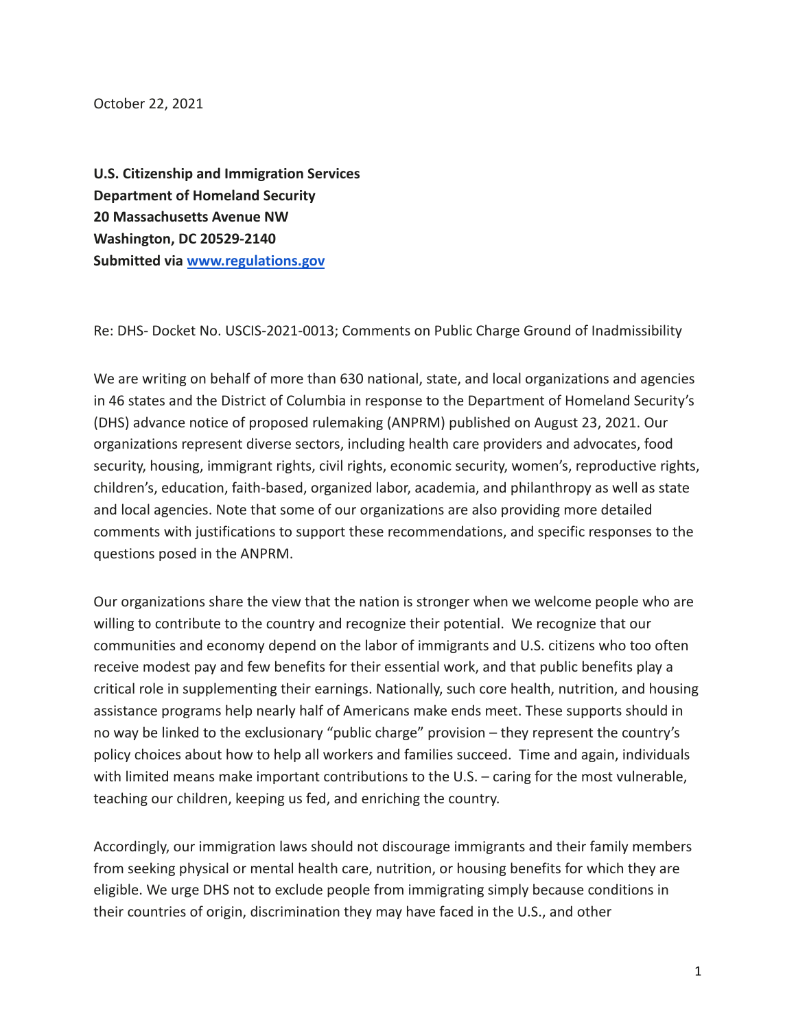October 22, 2021

**U.S. Citizenship and Immigration Services**
**Department of Homeland Security**
**20 Massachusetts Avenue NW**
**Washington, DC 20529-2140**
**Submitted via [www.regulations.gov](www.regulations.gov)**

Re: DHS- Docket No. USCIS-2021-0013; Comments on Public Charge Ground of Inadmissibility

We are writing on behalf of more than 630 national, state, and local organizations and agencies in 46 states and the District of Columbia in response to the Department of Homeland Security's (DHS) advance notice of proposed rulemaking (ANPRM) published on August 23, 2021. Our organizations represent diverse sectors, including health care providers and advocates, food security, housing, immigrant rights, civil rights, economic security, women's, reproductive rights, children's, education, faith-based, organized labor, academia, and philanthropy as well as state and local agencies. Note that some of our organizations are also providing more detailed comments with justifications to support these recommendations, and specific responses to the questions posed in the ANPRM.

Our organizations share the view that the nation is stronger when we welcome people who are willing to contribute to the country and recognize their potential. We recognize that our communities and economy depend on the labor of immigrants and U.S. citizens who too often receive modest pay and few benefits for their essential work, and that public benefits play a critical role in supplementing their earnings. Nationally, such core health, nutrition, and housing assistance programs help nearly half of Americans make ends meet. These supports should in no way be linked to the exclusionary "public charge" provision – they represent the country's policy choices about how to help all workers and families succeed. Time and again, individuals with limited means make important contributions to the U.S. – caring for the most vulnerable, teaching our children, keeping us fed, and enriching the country.

Accordingly, our immigration laws should not discourage immigrants and their family members from seeking physical or mental health care, nutrition, or housing benefits for which they are eligible. We urge DHS not to exclude people from immigrating simply because conditions in their countries of origin, discrimination they may have faced in the U.S., and other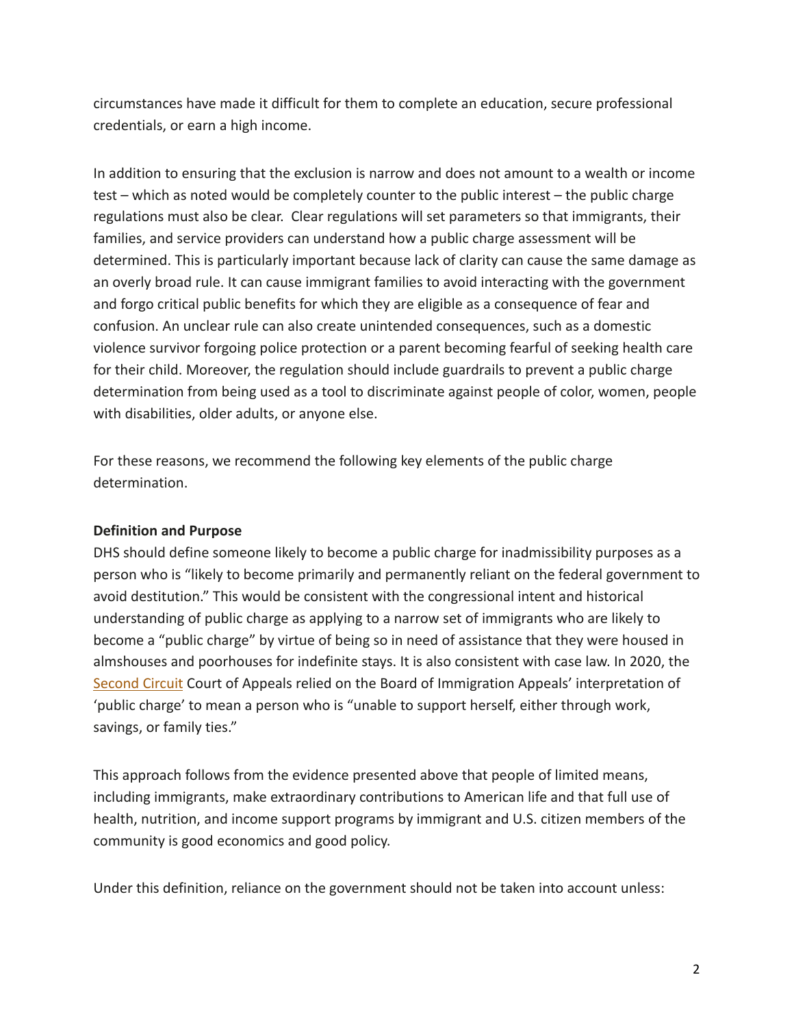circumstances have made it difficult for them to complete an education, secure professional credentials, or earn a high income.

In addition to ensuring that the exclusion is narrow and does not amount to a wealth or income test – which as noted would be completely counter to the public interest – the public charge regulations must also be clear. Clear regulations will set parameters so that immigrants, their families, and service providers can understand how a public charge assessment will be determined. This is particularly important because lack of clarity can cause the same damage as an overly broad rule. It can cause immigrant families to avoid interacting with the government and forgo critical public benefits for which they are eligible as a consequence of fear and confusion. An unclear rule can also create unintended consequences, such as a domestic violence survivor forgoing police protection or a parent becoming fearful of seeking health care for their child. Moreover, the regulation should include guardrails to prevent a public charge determination from being used as a tool to discriminate against people of color, women, people with disabilities, older adults, or anyone else.

For these reasons, we recommend the following key elements of the public charge determination.

**Definition and Purpose**

DHS should define someone likely to become a public charge for inadmissibility purposes as a person who is "likely to become primarily and permanently reliant on the federal government to avoid destitution." This would be consistent with the congressional intent and historical understanding of public charge as applying to a narrow set of immigrants who are likely to become a "public charge" by virtue of being so in need of assistance that they were housed in almshouses and poorhouses for indefinite stays. It is also consistent with case law. In 2020, the Second Circuit Court of Appeals relied on the Board of Immigration Appeals' interpretation of 'public charge' to mean a person who is "unable to support herself, either through work, savings, or family ties."

This approach follows from the evidence presented above that people of limited means, including immigrants, make extraordinary contributions to American life and that full use of health, nutrition, and income support programs by immigrant and U.S. citizen members of the community is good economics and good policy.

Under this definition, reliance on the government should not be taken into account unless: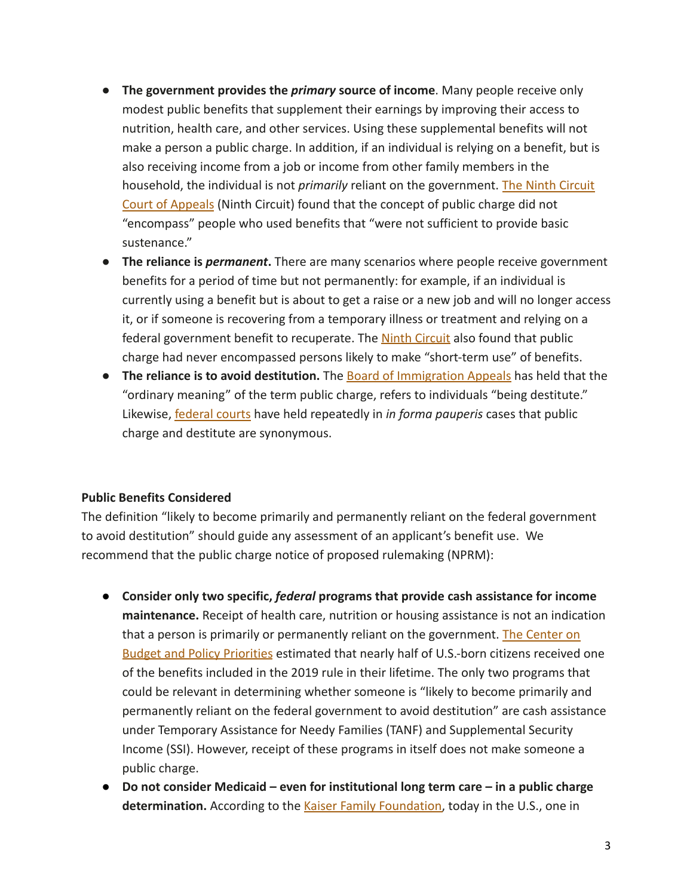- **The government provides the *primary* source of income**. Many people receive only modest public benefits that supplement their earnings by improving their access to nutrition, health care, and other services. Using these supplemental benefits will not make a person a public charge. In addition, if an individual is relying on a benefit, but is also receiving income from a job or income from other family members in the household, the individual is not *primarily* reliant on the government. The Ninth Circuit Court of Appeals (Ninth Circuit) found that the concept of public charge did not "encompass" people who used benefits that "were not sufficient to provide basic sustenance."
- **The reliance is *permanent*.** There are many scenarios where people receive government benefits for a period of time but not permanently: for example, if an individual is currently using a benefit but is about to get a raise or a new job and will no longer access it, or if someone is recovering from a temporary illness or treatment and relying on a federal government benefit to recuperate. The Ninth Circuit also found that public charge had never encompassed persons likely to make "short-term use" of benefits.
- **The reliance is to avoid destitution.** The Board of Immigration Appeals has held that the "ordinary meaning" of the term public charge, refers to individuals "being destitute." Likewise, federal courts have held repeatedly in *in forma pauperis* cases that public charge and destitute are synonymous.

**Public Benefits Considered**

The definition "likely to become primarily and permanently reliant on the federal government to avoid destitution" should guide any assessment of an applicant's benefit use. We recommend that the public charge notice of proposed rulemaking (NPRM):

- **Consider only two specific, *federal* programs that provide cash assistance for income maintenance.** Receipt of health care, nutrition or housing assistance is not an indication that a person is primarily or permanently reliant on the government. The Center on Budget and Policy Priorities estimated that nearly half of U.S.-born citizens received one of the benefits included in the 2019 rule in their lifetime. The only two programs that could be relevant in determining whether someone is "likely to become primarily and permanently reliant on the federal government to avoid destitution" are cash assistance under Temporary Assistance for Needy Families (TANF) and Supplemental Security Income (SSI). However, receipt of these programs in itself does not make someone a public charge.
- **Do not consider Medicaid – even for institutional long term care – in a public charge determination.** According to the Kaiser Family Foundation, today in the U.S., one in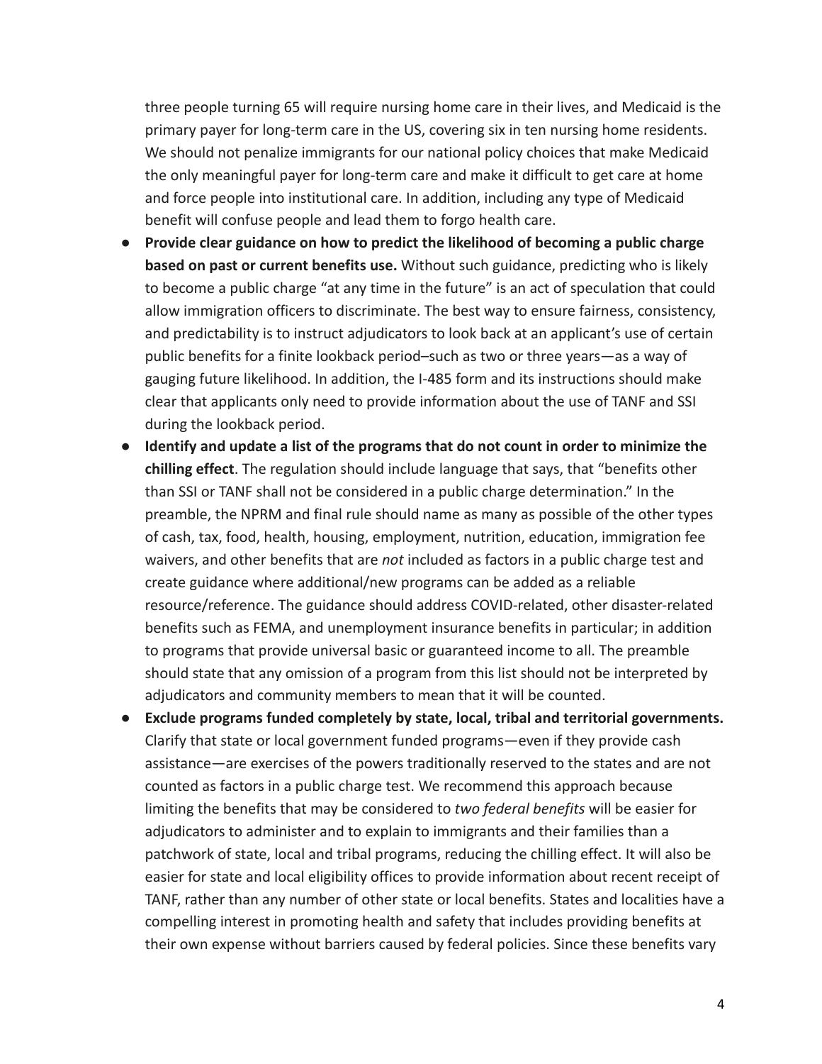three people turning 65 will require nursing home care in their lives, and Medicaid is the primary payer for long-term care in the US, covering six in ten nursing home residents. We should not penalize immigrants for our national policy choices that make Medicaid the only meaningful payer for long-term care and make it difficult to get care at home and force people into institutional care. In addition, including any type of Medicaid benefit will confuse people and lead them to forgo health care.

- **Provide clear guidance on how to predict the likelihood of becoming a public charge based on past or current benefits use.** Without such guidance, predicting who is likely to become a public charge "at any time in the future" is an act of speculation that could allow immigration officers to discriminate. The best way to ensure fairness, consistency, and predictability is to instruct adjudicators to look back at an applicant's use of certain public benefits for a finite lookback period–such as two or three years—as a way of gauging future likelihood. In addition, the I-485 form and its instructions should make clear that applicants only need to provide information about the use of TANF and SSI during the lookback period.
- **Identify and update a list of the programs that do not count in order to minimize the chilling effect**. The regulation should include language that says, that "benefits other than SSI or TANF shall not be considered in a public charge determination." In the preamble, the NPRM and final rule should name as many as possible of the other types of cash, tax, food, health, housing, employment, nutrition, education, immigration fee waivers, and other benefits that are *not* included as factors in a public charge test and create guidance where additional/new programs can be added as a reliable resource/reference. The guidance should address COVID-related, other disaster-related benefits such as FEMA, and unemployment insurance benefits in particular; in addition to programs that provide universal basic or guaranteed income to all. The preamble should state that any omission of a program from this list should not be interpreted by adjudicators and community members to mean that it will be counted.
- **Exclude programs funded completely by state, local, tribal and territorial governments.** Clarify that state or local government funded programs—even if they provide cash assistance—are exercises of the powers traditionally reserved to the states and are not counted as factors in a public charge test. We recommend this approach because limiting the benefits that may be considered to *two federal benefits* will be easier for adjudicators to administer and to explain to immigrants and their families than a patchwork of state, local and tribal programs, reducing the chilling effect. It will also be easier for state and local eligibility offices to provide information about recent receipt of TANF, rather than any number of other state or local benefits. States and localities have a compelling interest in promoting health and safety that includes providing benefits at their own expense without barriers caused by federal policies. Since these benefits vary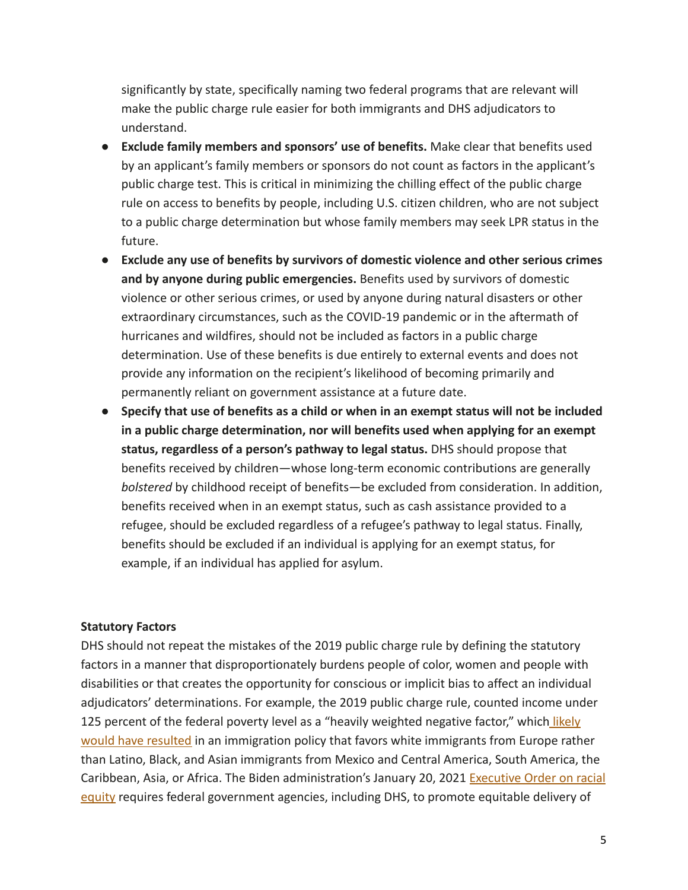significantly by state, specifically naming two federal programs that are relevant will make the public charge rule easier for both immigrants and DHS adjudicators to understand.

- **Exclude family members and sponsors' use of benefits.** Make clear that benefits used by an applicant's family members or sponsors do not count as factors in the applicant's public charge test. This is critical in minimizing the chilling effect of the public charge rule on access to benefits by people, including U.S. citizen children, who are not subject to a public charge determination but whose family members may seek LPR status in the future.
- **Exclude any use of benefits by survivors of domestic violence and other serious crimes and by anyone during public emergencies.** Benefits used by survivors of domestic violence or other serious crimes, or used by anyone during natural disasters or other extraordinary circumstances, such as the COVID-19 pandemic or in the aftermath of hurricanes and wildfires, should not be included as factors in a public charge determination. Use of these benefits is due entirely to external events and does not provide any information on the recipient's likelihood of becoming primarily and permanently reliant on government assistance at a future date.
- **Specify that use of benefits as a child or when in an exempt status will not be included in a public charge determination, nor will benefits used when applying for an exempt status, regardless of a person's pathway to legal status.** DHS should propose that benefits received by children—whose long-term economic contributions are generally *bolstered* by childhood receipt of benefits—be excluded from consideration. In addition, benefits received when in an exempt status, such as cash assistance provided to a refugee, should be excluded regardless of a refugee's pathway to legal status. Finally, benefits should be excluded if an individual is applying for an exempt status, for example, if an individual has applied for asylum.

**Statutory Factors**

DHS should not repeat the mistakes of the 2019 public charge rule by defining the statutory factors in a manner that disproportionately burdens people of color, women and people with disabilities or that creates the opportunity for conscious or implicit bias to affect an individual adjudicators' determinations. For example, the 2019 public charge rule, counted income under 125 percent of the federal poverty level as a "heavily weighted negative factor," which likely would have resulted in an immigration policy that favors white immigrants from Europe rather than Latino, Black, and Asian immigrants from Mexico and Central America, South America, the Caribbean, Asia, or Africa. The Biden administration's January 20, 2021 Executive Order on racial equity requires federal government agencies, including DHS, to promote equitable delivery of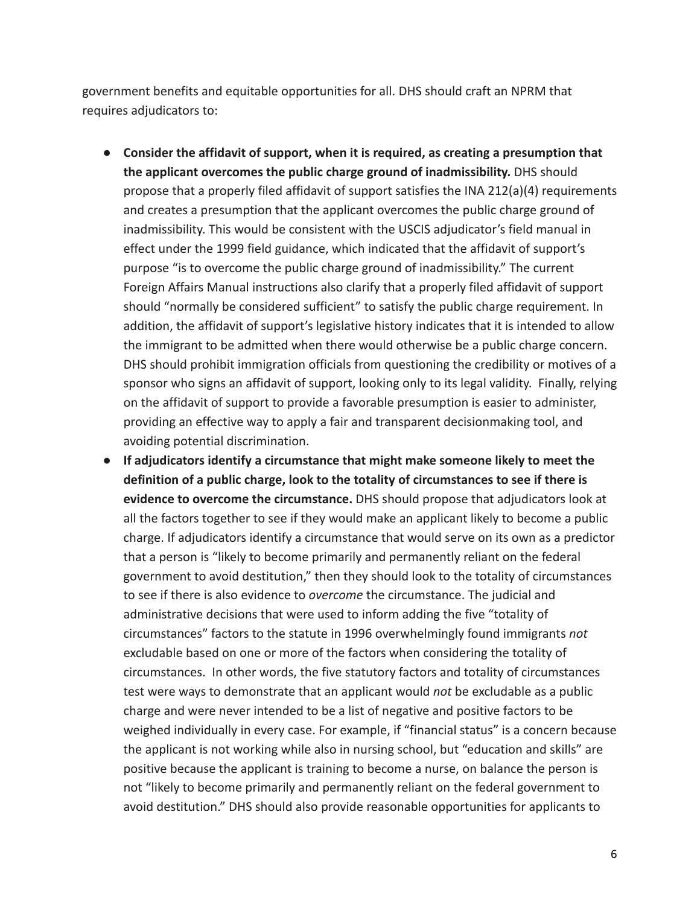government benefits and equitable opportunities for all. DHS should craft an NPRM that requires adjudicators to:

- **Consider the affidavit of support, when it is required, as creating a presumption that the applicant overcomes the public charge ground of inadmissibility.** DHS should propose that a properly filed affidavit of support satisfies the INA 212(a)(4) requirements and creates a presumption that the applicant overcomes the public charge ground of inadmissibility. This would be consistent with the USCIS adjudicator's field manual in effect under the 1999 field guidance, which indicated that the affidavit of support's purpose "is to overcome the public charge ground of inadmissibility." The current Foreign Affairs Manual instructions also clarify that a properly filed affidavit of support should "normally be considered sufficient" to satisfy the public charge requirement. In addition, the affidavit of support's legislative history indicates that it is intended to allow the immigrant to be admitted when there would otherwise be a public charge concern. DHS should prohibit immigration officials from questioning the credibility or motives of a sponsor who signs an affidavit of support, looking only to its legal validity. Finally, relying on the affidavit of support to provide a favorable presumption is easier to administer, providing an effective way to apply a fair and transparent decisionmaking tool, and avoiding potential discrimination.
- **If adjudicators identify a circumstance that might make someone likely to meet the definition of a public charge, look to the totality of circumstances to see if there is evidence to overcome the circumstance.** DHS should propose that adjudicators look at all the factors together to see if they would make an applicant likely to become a public charge. If adjudicators identify a circumstance that would serve on its own as a predictor that a person is "likely to become primarily and permanently reliant on the federal government to avoid destitution," then they should look to the totality of circumstances to see if there is also evidence to *overcome* the circumstance. The judicial and administrative decisions that were used to inform adding the five "totality of circumstances" factors to the statute in 1996 overwhelmingly found immigrants *not* excludable based on one or more of the factors when considering the totality of circumstances. In other words, the five statutory factors and totality of circumstances test were ways to demonstrate that an applicant would *not* be excludable as a public charge and were never intended to be a list of negative and positive factors to be weighed individually in every case. For example, if "financial status" is a concern because the applicant is not working while also in nursing school, but "education and skills" are positive because the applicant is training to become a nurse, on balance the person is not "likely to become primarily and permanently reliant on the federal government to avoid destitution." DHS should also provide reasonable opportunities for applicants to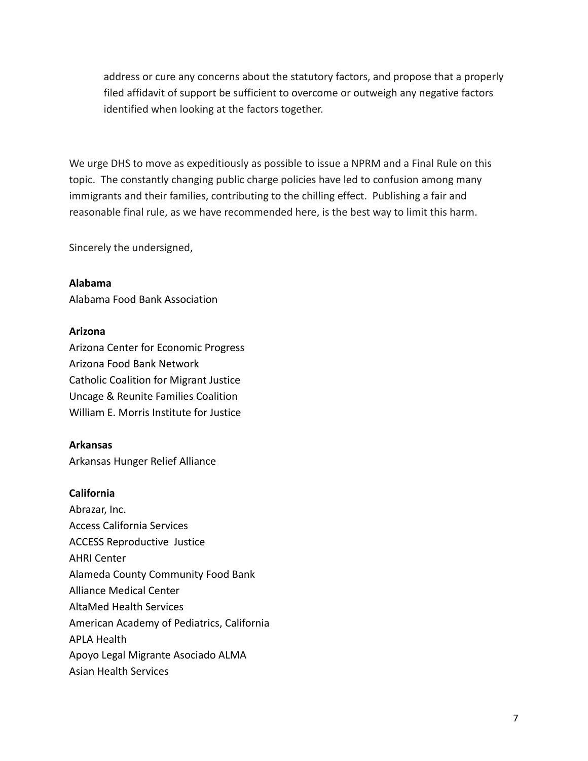address or cure any concerns about the statutory factors, and propose that a properly filed affidavit of support be sufficient to overcome or outweigh any negative factors identified when looking at the factors together.

We urge DHS to move as expeditiously as possible to issue a NPRM and a Final Rule on this topic. The constantly changing public charge policies have led to confusion among many immigrants and their families, contributing to the chilling effect. Publishing a fair and reasonable final rule, as we have recommended here, is the best way to limit this harm.

Sincerely the undersigned,

**Alabama**
Alabama Food Bank Association

**Arizona**
Arizona Center for Economic Progress
Arizona Food Bank Network
Catholic Coalition for Migrant Justice
Uncage & Reunite Families Coalition
William E. Morris Institute for Justice

**Arkansas**
Arkansas Hunger Relief Alliance

**California**
Abrazar, Inc.
Access California Services
ACCESS Reproductive Justice
AHRI Center
Alameda County Community Food Bank
Alliance Medical Center
AltaMed Health Services
American Academy of Pediatrics, California
APLA Health
Apoyo Legal Migrante Asociado ALMA
Asian Health Services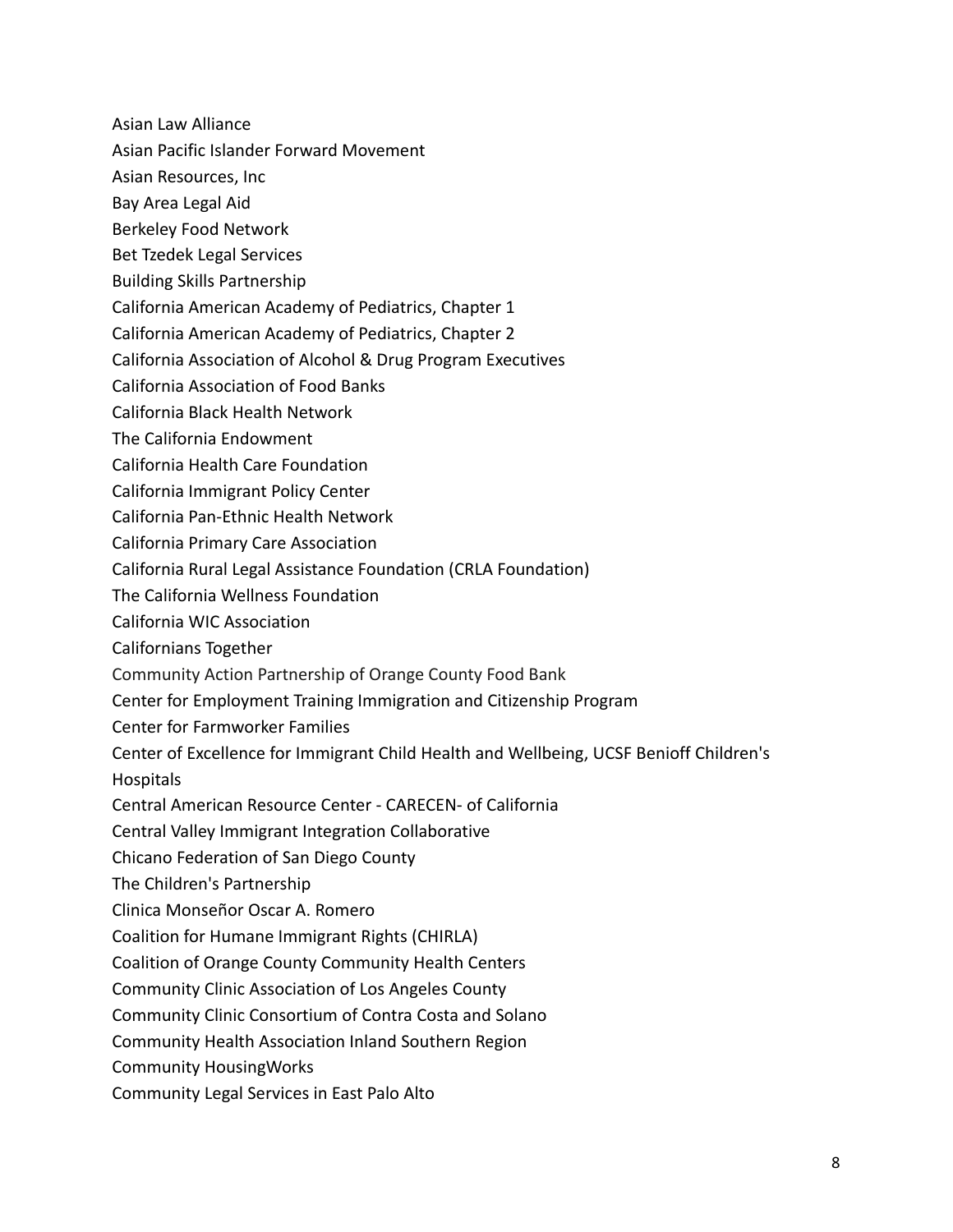Asian Law Alliance

Asian Pacific Islander Forward Movement

Asian Resources, Inc

Bay Area Legal Aid

Berkeley Food Network

Bet Tzedek Legal Services

Building Skills Partnership

California American Academy of Pediatrics, Chapter 1

California American Academy of Pediatrics, Chapter 2

California Association of Alcohol & Drug Program Executives

California Association of Food Banks

California Black Health Network

The California Endowment

California Health Care Foundation

California Immigrant Policy Center

California Pan-Ethnic Health Network

California Primary Care Association

California Rural Legal Assistance Foundation (CRLA Foundation)

The California Wellness Foundation

California WIC Association

Californians Together

Community Action Partnership of Orange County Food Bank

Center for Employment Training Immigration and Citizenship Program

Center for Farmworker Families

Center of Excellence for Immigrant Child Health and Wellbeing, UCSF Benioff Children's Hospitals

Central American Resource Center - CARECEN- of California

Central Valley Immigrant Integration Collaborative

Chicano Federation of San Diego County

The Children's Partnership

Clinica Monseñor Oscar A. Romero

Coalition for Humane Immigrant Rights (CHIRLA)

Coalition of Orange County Community Health Centers

Community Clinic Association of Los Angeles County

Community Clinic Consortium of Contra Costa and Solano

Community Health Association Inland Southern Region

Community HousingWorks

Community Legal Services in East Palo Alto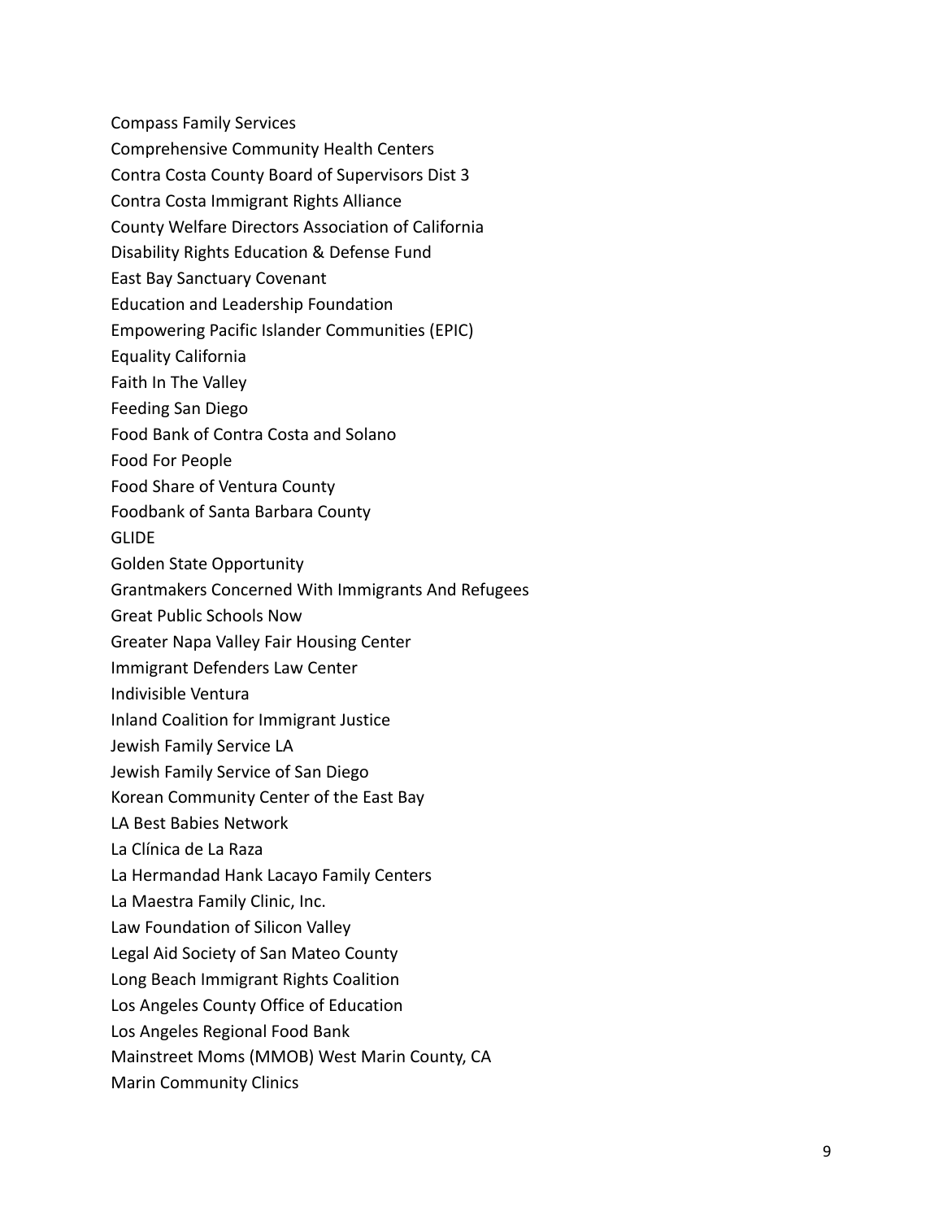Compass Family Services

Comprehensive Community Health Centers

Contra Costa County Board of Supervisors Dist 3

Contra Costa Immigrant Rights Alliance

County Welfare Directors Association of California

Disability Rights Education & Defense Fund

East Bay Sanctuary Covenant

Education and Leadership Foundation

Empowering Pacific Islander Communities (EPIC)

Equality California

Faith In The Valley

Feeding San Diego

Food Bank of Contra Costa and Solano

Food For People

Food Share of Ventura County

Foodbank of Santa Barbara County

GLIDE

Golden State Opportunity

Grantmakers Concerned With Immigrants And Refugees

Great Public Schools Now

Greater Napa Valley Fair Housing Center

Immigrant Defenders Law Center

Indivisible Ventura

Inland Coalition for Immigrant Justice

Jewish Family Service LA

Jewish Family Service of San Diego

Korean Community Center of the East Bay

LA Best Babies Network

La Clínica de La Raza

La Hermandad Hank Lacayo Family Centers

La Maestra Family Clinic, Inc.

Law Foundation of Silicon Valley

Legal Aid Society of San Mateo County

Long Beach Immigrant Rights Coalition

Los Angeles County Office of Education

Los Angeles Regional Food Bank

Mainstreet Moms (MMOB) West Marin County, CA

Marin Community Clinics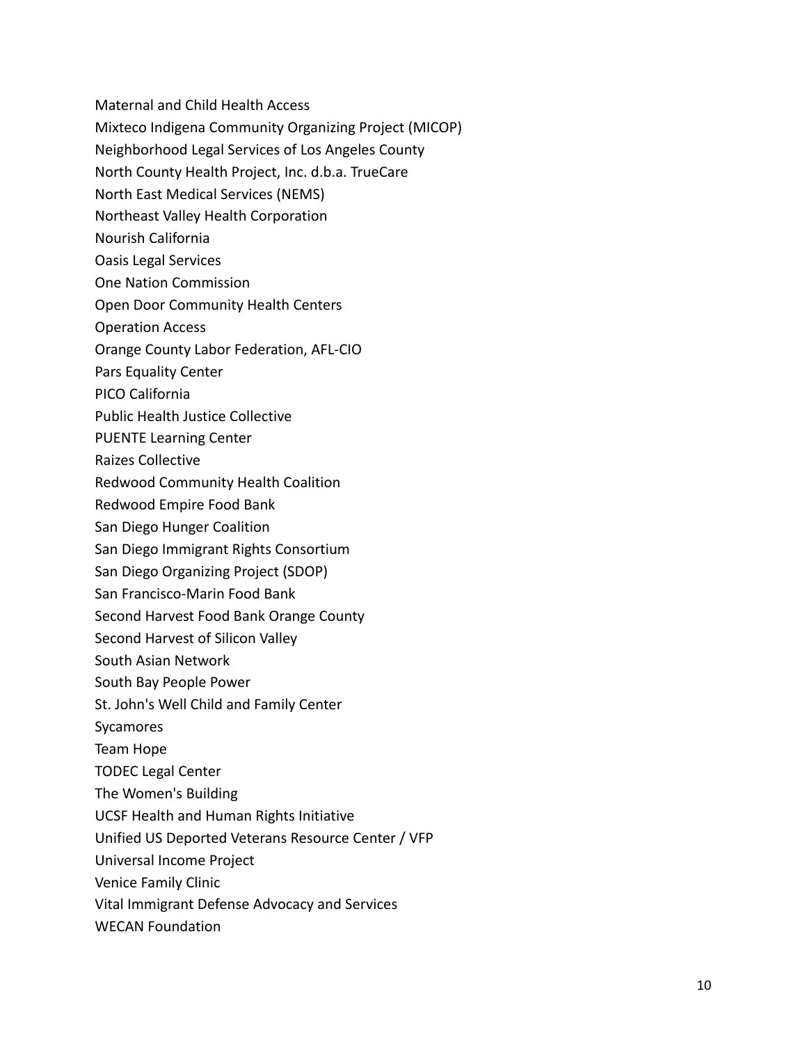Maternal and Child Health Access
Mixteco Indigena Community Organizing Project (MICOP)
Neighborhood Legal Services of Los Angeles County
North County Health Project, Inc. d.b.a. TrueCare
North East Medical Services (NEMS)
Northeast Valley Health Corporation
Nourish California
Oasis Legal Services
One Nation Commission
Open Door Community Health Centers
Operation Access
Orange County Labor Federation, AFL-CIO
Pars Equality Center
PICO California
Public Health Justice Collective
PUENTE Learning Center
Raizes Collective
Redwood Community Health Coalition
Redwood Empire Food Bank
San Diego Hunger Coalition
San Diego Immigrant Rights Consortium
San Diego Organizing Project (SDOP)
San Francisco-Marin Food Bank
Second Harvest Food Bank Orange County
Second Harvest of Silicon Valley
South Asian Network
South Bay People Power
St. John's Well Child and Family Center
Sycamores
Team Hope
TODEC Legal Center
The Women's Building
UCSF Health and Human Rights Initiative
Unified US Deported Veterans Resource Center / VFP
Universal Income Project
Venice Family Clinic
Vital Immigrant Defense Advocacy and Services
WECAN Foundation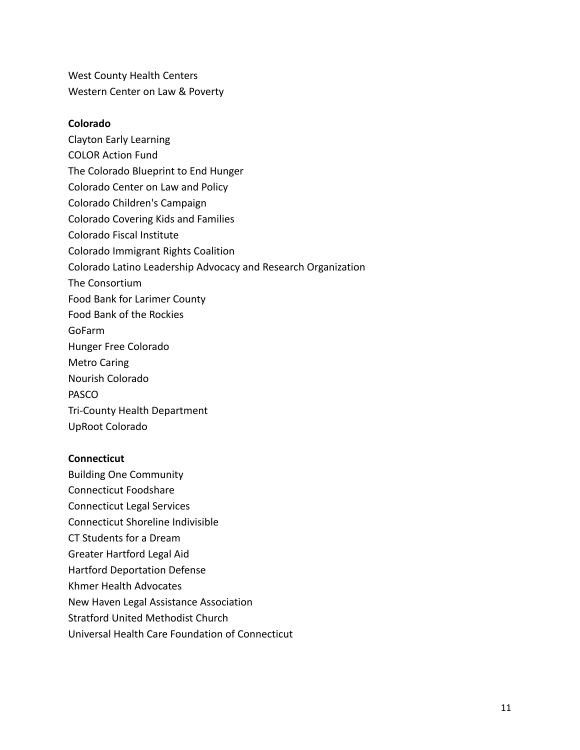West County Health Centers
Western Center on Law & Poverty

**Colorado**

Clayton Early Learning
COLOR Action Fund
The Colorado Blueprint to End Hunger
Colorado Center on Law and Policy
Colorado Children's Campaign
Colorado Covering Kids and Families
Colorado Fiscal Institute
Colorado Immigrant Rights Coalition
Colorado Latino Leadership Advocacy and Research Organization
The Consortium
Food Bank for Larimer County
Food Bank of the Rockies
GoFarm
Hunger Free Colorado
Metro Caring
Nourish Colorado
PASCO
Tri-County Health Department
UpRoot Colorado

**Connecticut**

Building One Community
Connecticut Foodshare
Connecticut Legal Services
Connecticut Shoreline Indivisible
CT Students for a Dream
Greater Hartford Legal Aid
Hartford Deportation Defense
Khmer Health Advocates
New Haven Legal Assistance Association
Stratford United Methodist Church
Universal Health Care Foundation of Connecticut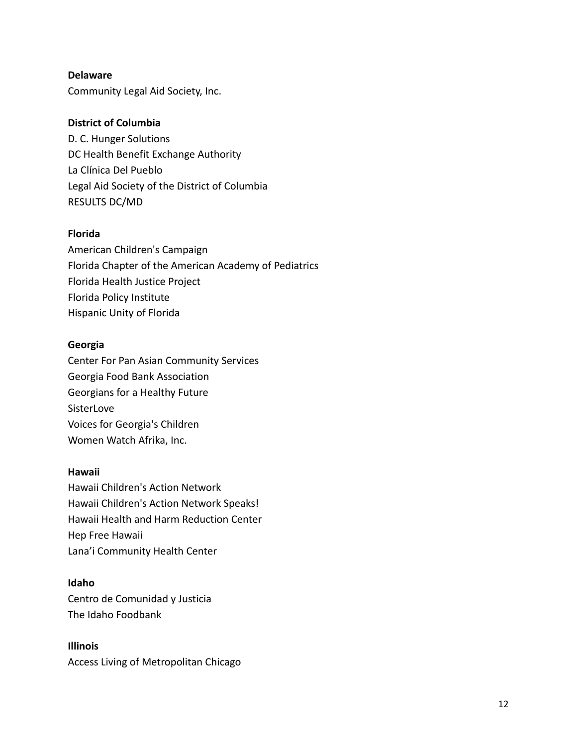**Delaware**

Community Legal Aid Society, Inc.

**District of Columbia**

D. C. Hunger Solutions
DC Health Benefit Exchange Authority
La Clínica Del Pueblo
Legal Aid Society of the District of Columbia
RESULTS DC/MD

**Florida**

American Children's Campaign
Florida Chapter of the American Academy of Pediatrics
Florida Health Justice Project
Florida Policy Institute
Hispanic Unity of Florida

**Georgia**

Center For Pan Asian Community Services
Georgia Food Bank Association
Georgians for a Healthy Future
SisterLove
Voices for Georgia's Children
Women Watch Afrika, Inc.

**Hawaii**

Hawaii Children's Action Network
Hawaii Children's Action Network Speaks!
Hawaii Health and Harm Reduction Center
Hep Free Hawaii
Lana'i Community Health Center

**Idaho**

Centro de Comunidad y Justicia
The Idaho Foodbank

**Illinois**

Access Living of Metropolitan Chicago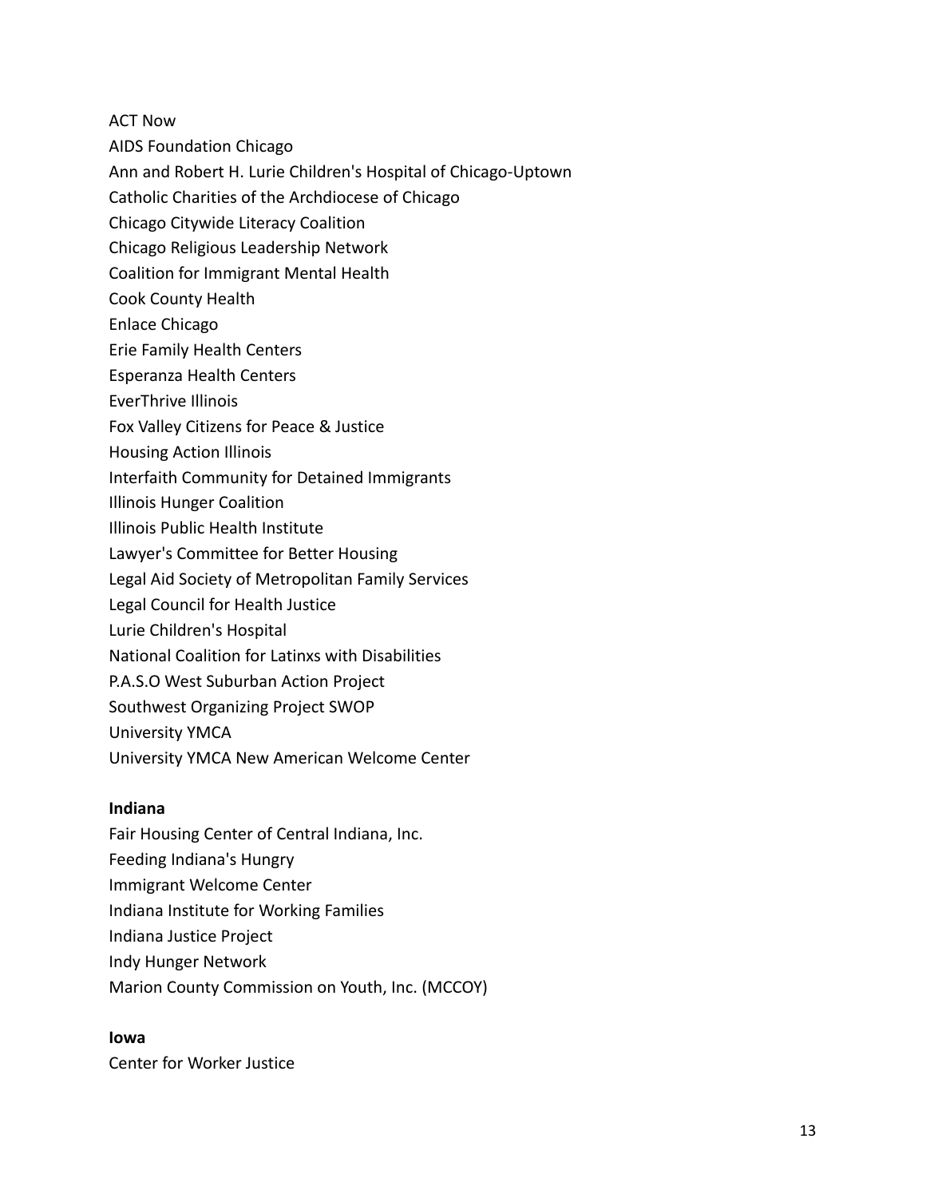ACT Now
AIDS Foundation Chicago
Ann and Robert H. Lurie Children's Hospital of Chicago-Uptown
Catholic Charities of the Archdiocese of Chicago
Chicago Citywide Literacy Coalition
Chicago Religious Leadership Network
Coalition for Immigrant Mental Health
Cook County Health
Enlace Chicago
Erie Family Health Centers
Esperanza Health Centers
EverThrive Illinois
Fox Valley Citizens for Peace & Justice
Housing Action Illinois
Interfaith Community for Detained Immigrants
Illinois Hunger Coalition
Illinois Public Health Institute
Lawyer's Committee for Better Housing
Legal Aid Society of Metropolitan Family Services
Legal Council for Health Justice
Lurie Children's Hospital
National Coalition for Latinxs with Disabilities
P.A.S.O West Suburban Action Project
Southwest Organizing Project SWOP
University YMCA
University YMCA New American Welcome Center

**Indiana**

Fair Housing Center of Central Indiana, Inc.
Feeding Indiana's Hungry
Immigrant Welcome Center
Indiana Institute for Working Families
Indiana Justice Project
Indy Hunger Network
Marion County Commission on Youth, Inc. (MCCOY)

**Iowa**

Center for Worker Justice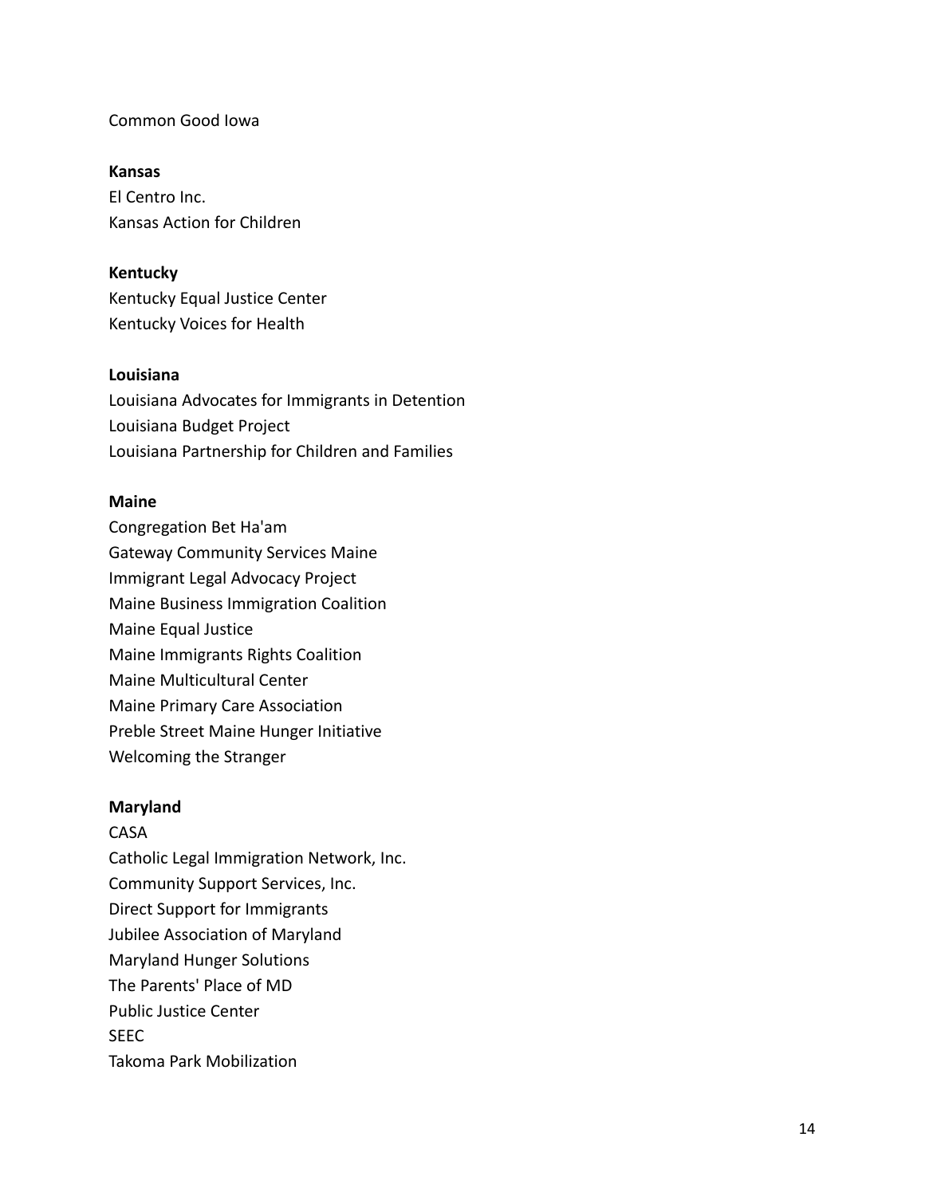Common Good Iowa

**Kansas**
El Centro Inc.
Kansas Action for Children

**Kentucky**
Kentucky Equal Justice Center
Kentucky Voices for Health

**Louisiana**
Louisiana Advocates for Immigrants in Detention
Louisiana Budget Project
Louisiana Partnership for Children and Families

**Maine**
Congregation Bet Ha'am
Gateway Community Services Maine
Immigrant Legal Advocacy Project
Maine Business Immigration Coalition
Maine Equal Justice
Maine Immigrants Rights Coalition
Maine Multicultural Center
Maine Primary Care Association
Preble Street Maine Hunger Initiative
Welcoming the Stranger

**Maryland**
CASA
Catholic Legal Immigration Network, Inc.
Community Support Services, Inc.
Direct Support for Immigrants
Jubilee Association of Maryland
Maryland Hunger Solutions
The Parents' Place of MD
Public Justice Center
SEEC
Takoma Park Mobilization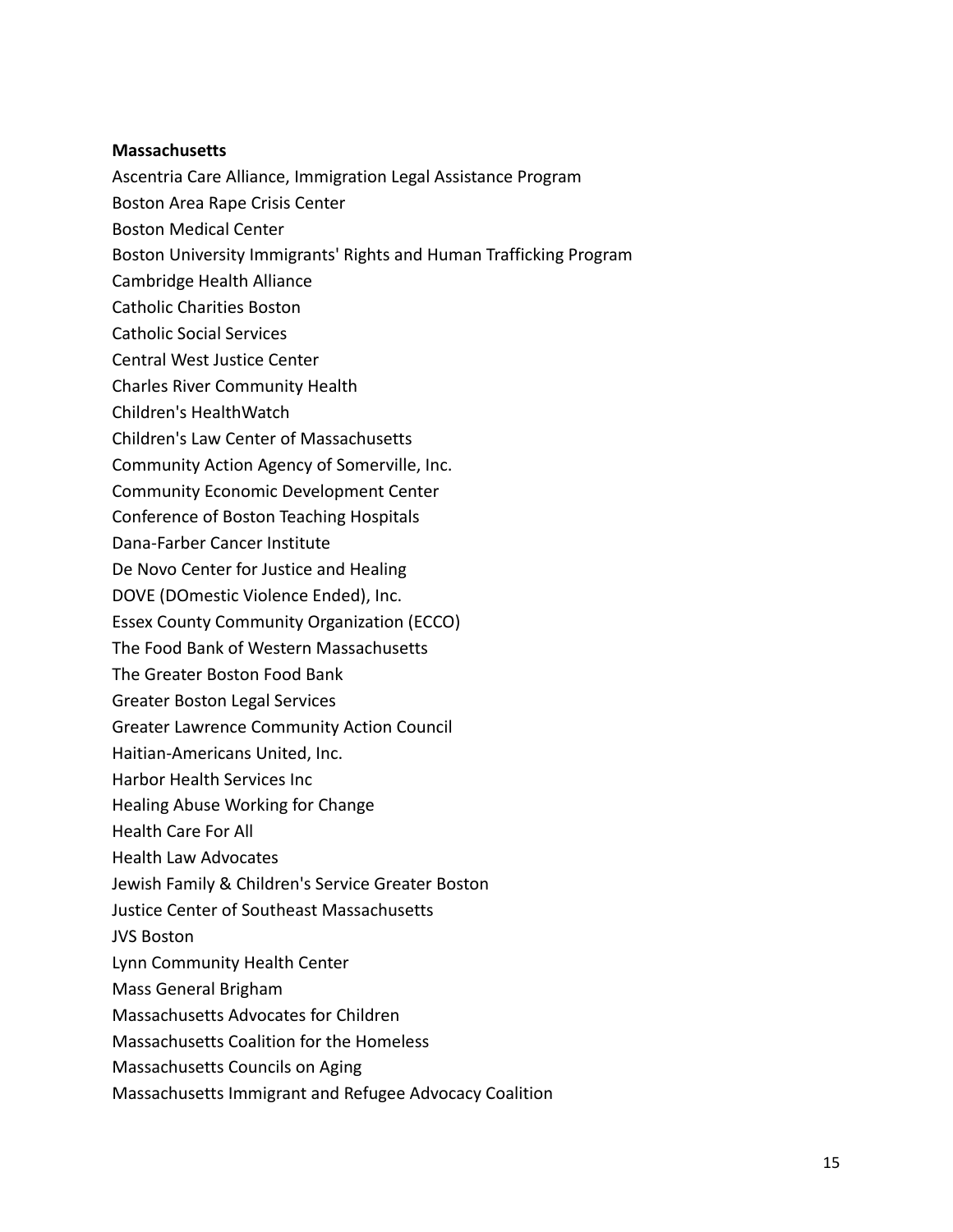**Massachusetts**

Ascentria Care Alliance, Immigration Legal Assistance Program
Boston Area Rape Crisis Center
Boston Medical Center
Boston University Immigrants' Rights and Human Trafficking Program
Cambridge Health Alliance
Catholic Charities Boston
Catholic Social Services
Central West Justice Center
Charles River Community Health
Children's HealthWatch
Children's Law Center of Massachusetts
Community Action Agency of Somerville, Inc.
Community Economic Development Center
Conference of Boston Teaching Hospitals
Dana-Farber Cancer Institute
De Novo Center for Justice and Healing
DOVE (DOmestic Violence Ended), Inc.
Essex County Community Organization (ECCO)
The Food Bank of Western Massachusetts
The Greater Boston Food Bank
Greater Boston Legal Services
Greater Lawrence Community Action Council
Haitian-Americans United, Inc.
Harbor Health Services Inc
Healing Abuse Working for Change
Health Care For All
Health Law Advocates
Jewish Family & Children's Service Greater Boston
Justice Center of Southeast Massachusetts
JVS Boston
Lynn Community Health Center
Mass General Brigham
Massachusetts Advocates for Children
Massachusetts Coalition for the Homeless
Massachusetts Councils on Aging
Massachusetts Immigrant and Refugee Advocacy Coalition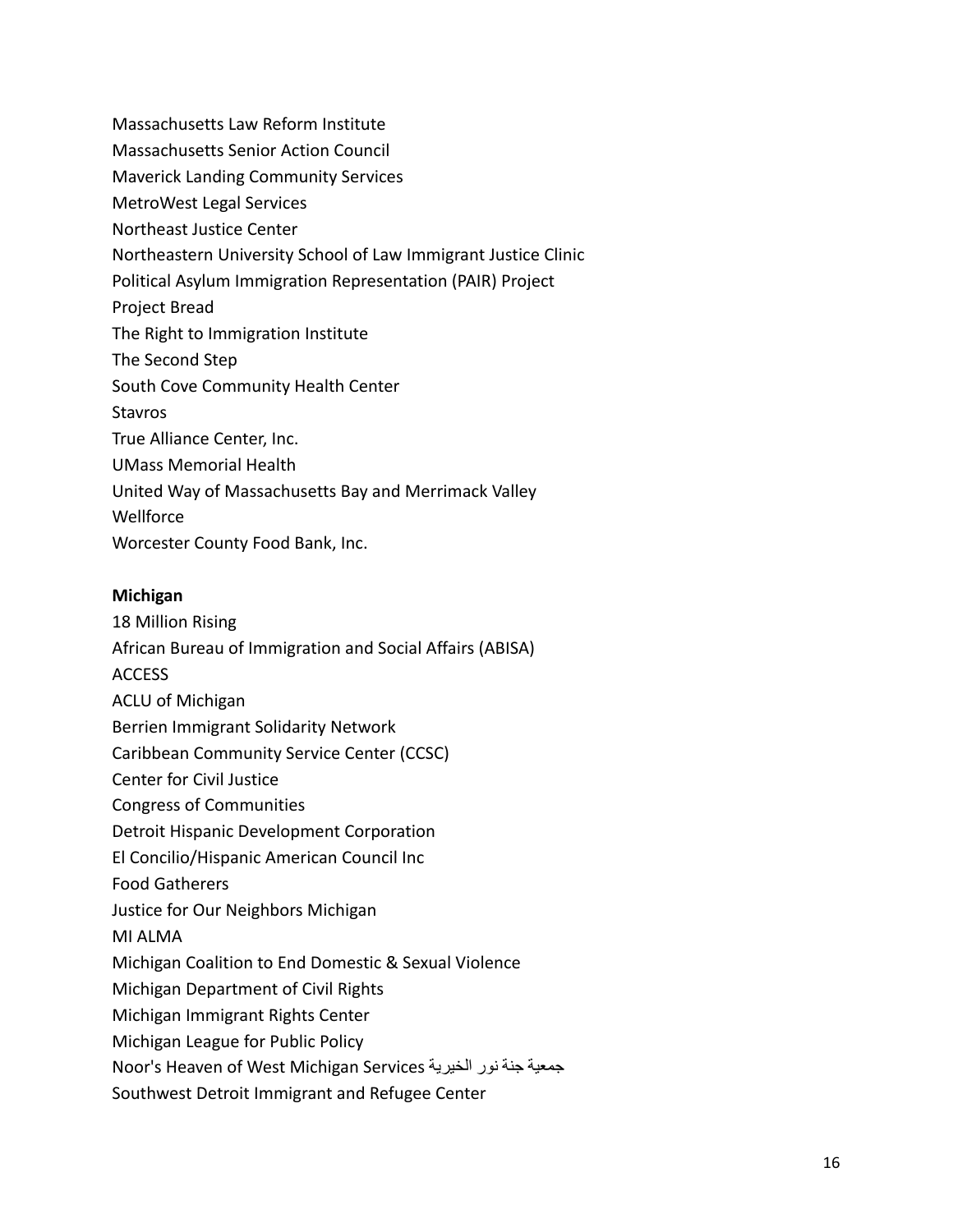Massachusetts Law Reform Institute
Massachusetts Senior Action Council
Maverick Landing Community Services
MetroWest Legal Services
Northeast Justice Center
Northeastern University School of Law Immigrant Justice Clinic
Political Asylum Immigration Representation (PAIR) Project
Project Bread
The Right to Immigration Institute
The Second Step
South Cove Community Health Center
Stavros
True Alliance Center, Inc.
UMass Memorial Health
United Way of Massachusetts Bay and Merrimack Valley
Wellforce
Worcester County Food Bank, Inc.

**Michigan**

18 Million Rising
African Bureau of Immigration and Social Affairs (ABISA)
ACCESS
ACLU of Michigan
Berrien Immigrant Solidarity Network
Caribbean Community Service Center (CCSC)
Center for Civil Justice
Congress of Communities
Detroit Hispanic Development Corporation
El Concilio/Hispanic American Council Inc
Food Gatherers
Justice for Our Neighbors Michigan
MI ALMA
Michigan Coalition to End Domestic & Sexual Violence
Michigan Department of Civil Rights
Michigan Immigrant Rights Center
Michigan League for Public Policy
Noor's Heaven of West Michigan Services جمعية جنة نور الخيرية
Southwest Detroit Immigrant and Refugee Center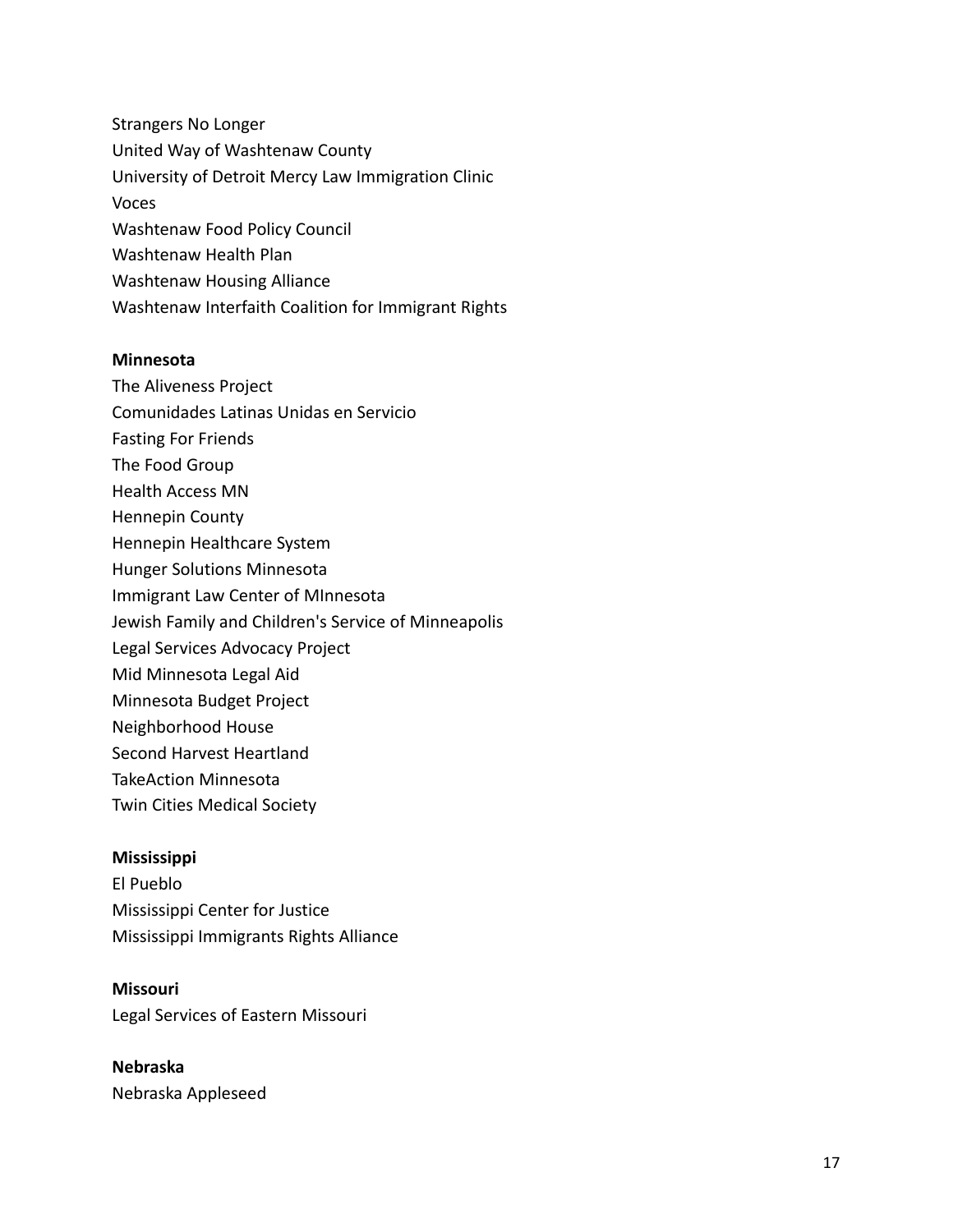Strangers No Longer
United Way of Washtenaw County
University of Detroit Mercy Law Immigration Clinic
Voces
Washtenaw Food Policy Council
Washtenaw Health Plan
Washtenaw Housing Alliance
Washtenaw Interfaith Coalition for Immigrant Rights

**Minnesota**

The Aliveness Project
Comunidades Latinas Unidas en Servicio
Fasting For Friends
The Food Group
Health Access MN
Hennepin County
Hennepin Healthcare System
Hunger Solutions Minnesota
Immigrant Law Center of MInnesota
Jewish Family and Children's Service of Minneapolis
Legal Services Advocacy Project
Mid Minnesota Legal Aid
Minnesota Budget Project
Neighborhood House
Second Harvest Heartland
TakeAction Minnesota
Twin Cities Medical Society

**Mississippi**

El Pueblo
Mississippi Center for Justice
Mississippi Immigrants Rights Alliance

**Missouri**

Legal Services of Eastern Missouri

**Nebraska**

Nebraska Appleseed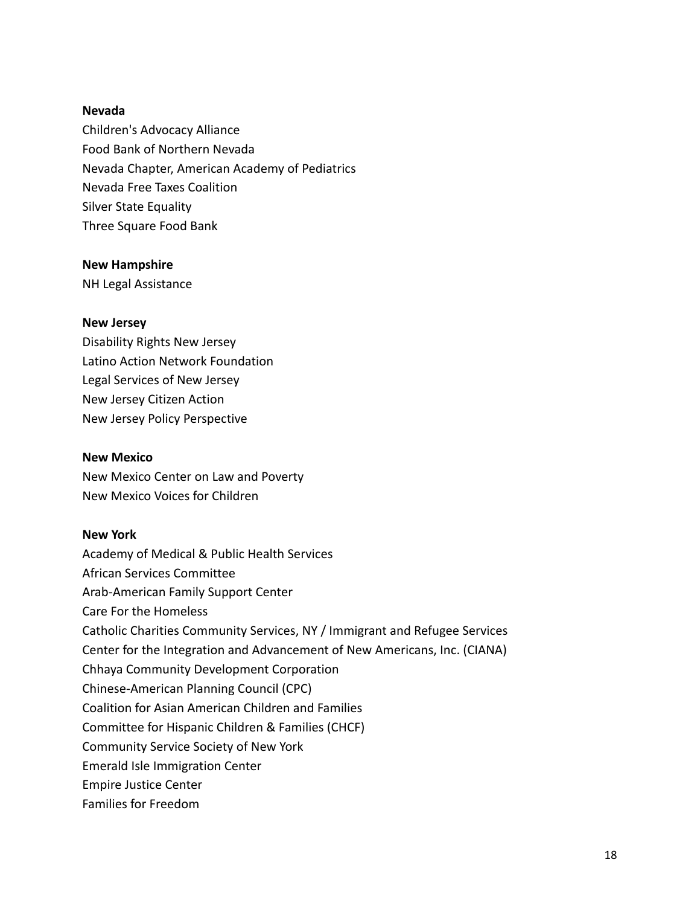**Nevada**

Children's Advocacy Alliance
Food Bank of Northern Nevada
Nevada Chapter, American Academy of Pediatrics
Nevada Free Taxes Coalition
Silver State Equality
Three Square Food Bank

**New Hampshire**

NH Legal Assistance

**New Jersey**

Disability Rights New Jersey
Latino Action Network Foundation
Legal Services of New Jersey
New Jersey Citizen Action
New Jersey Policy Perspective

**New Mexico**

New Mexico Center on Law and Poverty
New Mexico Voices for Children

**New York**

Academy of Medical & Public Health Services
African Services Committee
Arab-American Family Support Center
Care For the Homeless
Catholic Charities Community Services, NY / Immigrant and Refugee Services
Center for the Integration and Advancement of New Americans, Inc. (CIANA)
Chhaya Community Development Corporation
Chinese-American Planning Council (CPC)
Coalition for Asian American Children and Families
Committee for Hispanic Children & Families (CHCF)
Community Service Society of New York
Emerald Isle Immigration Center
Empire Justice Center
Families for Freedom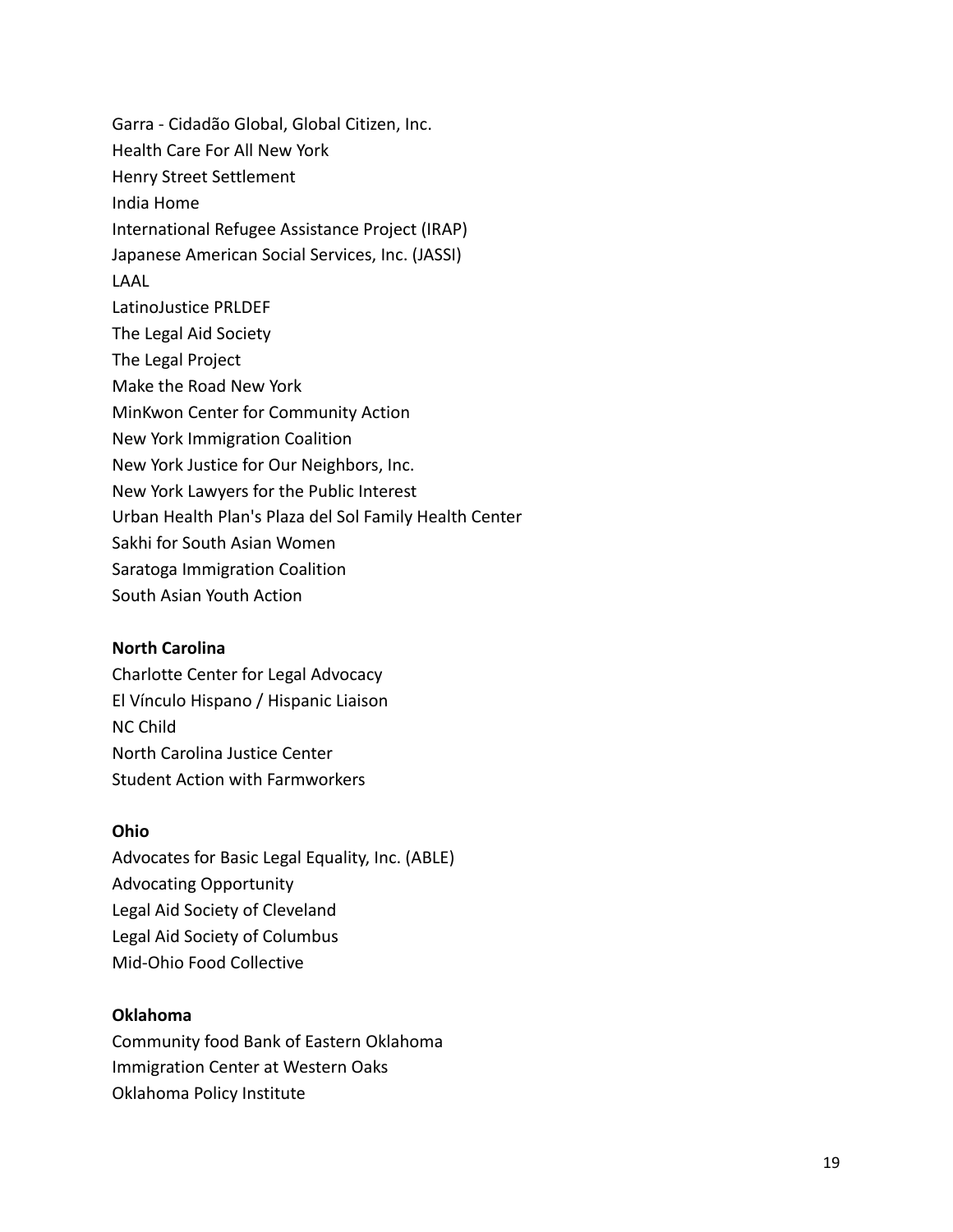Garra - Cidadão Global, Global Citizen, Inc.
Health Care For All New York
Henry Street Settlement
India Home
International Refugee Assistance Project (IRAP)
Japanese American Social Services, Inc. (JASSI)
LAAL
LatinoJustice PRLDEF
The Legal Aid Society
The Legal Project
Make the Road New York
MinKwon Center for Community Action
New York Immigration Coalition
New York Justice for Our Neighbors, Inc.
New York Lawyers for the Public Interest
Urban Health Plan's Plaza del Sol Family Health Center
Sakhi for South Asian Women
Saratoga Immigration Coalition
South Asian Youth Action

**North Carolina**
Charlotte Center for Legal Advocacy
El Vínculo Hispano / Hispanic Liaison
NC Child
North Carolina Justice Center
Student Action with Farmworkers

**Ohio**
Advocates for Basic Legal Equality, Inc. (ABLE)
Advocating Opportunity
Legal Aid Society of Cleveland
Legal Aid Society of Columbus
Mid-Ohio Food Collective

**Oklahoma**
Community food Bank of Eastern Oklahoma
Immigration Center at Western Oaks
Oklahoma Policy Institute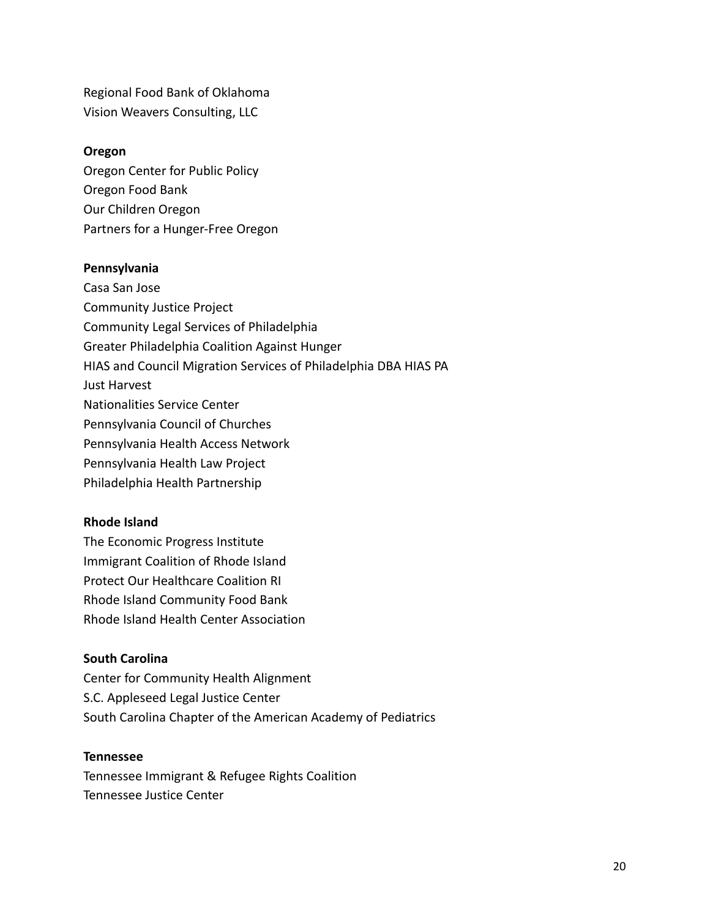Regional Food Bank of Oklahoma
Vision Weavers Consulting, LLC

**Oregon**

Oregon Center for Public Policy
Oregon Food Bank
Our Children Oregon
Partners for a Hunger-Free Oregon

**Pennsylvania**

Casa San Jose
Community Justice Project
Community Legal Services of Philadelphia
Greater Philadelphia Coalition Against Hunger
HIAS and Council Migration Services of Philadelphia DBA HIAS PA
Just Harvest
Nationalities Service Center
Pennsylvania Council of Churches
Pennsylvania Health Access Network
Pennsylvania Health Law Project
Philadelphia Health Partnership

**Rhode Island**

The Economic Progress Institute
Immigrant Coalition of Rhode Island
Protect Our Healthcare Coalition RI
Rhode Island Community Food Bank
Rhode Island Health Center Association

**South Carolina**

Center for Community Health Alignment
S.C. Appleseed Legal Justice Center
South Carolina Chapter of the American Academy of Pediatrics

**Tennessee**

Tennessee Immigrant & Refugee Rights Coalition
Tennessee Justice Center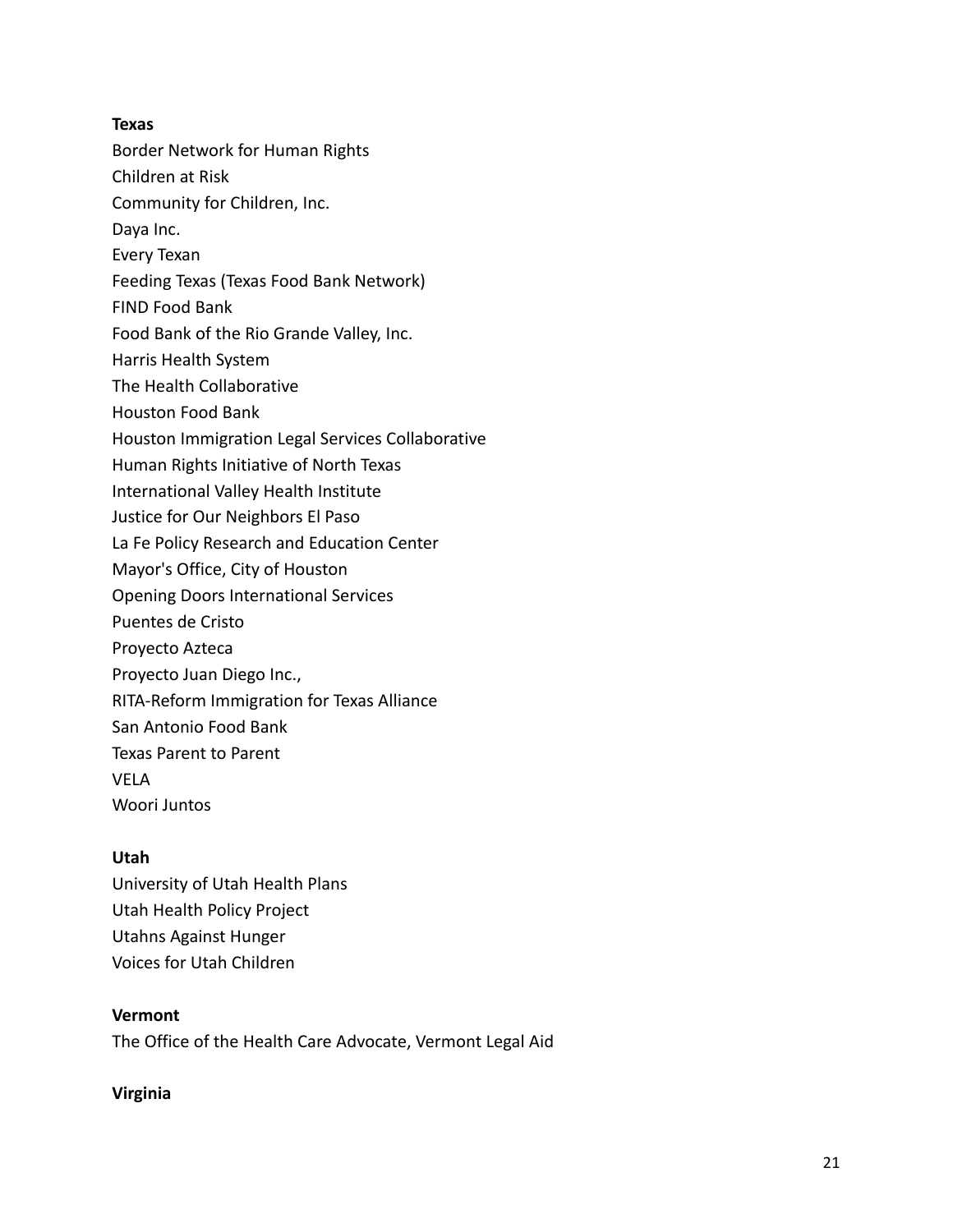**Texas**

Border Network for Human Rights
Children at Risk
Community for Children, Inc.
Daya Inc.
Every Texan
Feeding Texas (Texas Food Bank Network)
FIND Food Bank
Food Bank of the Rio Grande Valley, Inc.
Harris Health System
The Health Collaborative
Houston Food Bank
Houston Immigration Legal Services Collaborative
Human Rights Initiative of North Texas
International Valley Health Institute
Justice for Our Neighbors El Paso
La Fe Policy Research and Education Center
Mayor's Office, City of Houston
Opening Doors International Services
Puentes de Cristo
Proyecto Azteca
Proyecto Juan Diego Inc.,
RITA-Reform Immigration for Texas Alliance
San Antonio Food Bank
Texas Parent to Parent
VELA
Woori Juntos

**Utah**

University of Utah Health Plans
Utah Health Policy Project
Utahns Against Hunger
Voices for Utah Children

**Vermont**

The Office of the Health Care Advocate, Vermont Legal Aid

**Virginia**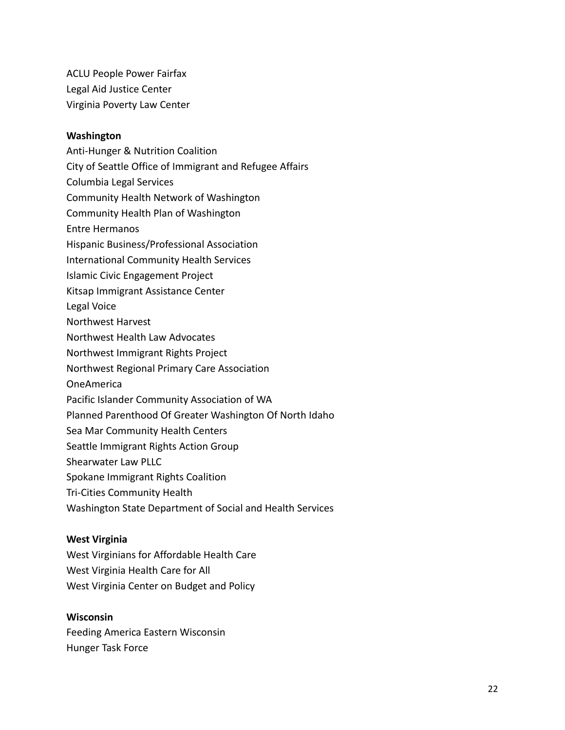ACLU People Power Fairfax
Legal Aid Justice Center
Virginia Poverty Law Center

**Washington**

Anti-Hunger & Nutrition Coalition
City of Seattle Office of Immigrant and Refugee Affairs
Columbia Legal Services
Community Health Network of Washington
Community Health Plan of Washington
Entre Hermanos
Hispanic Business/Professional Association
International Community Health Services
Islamic Civic Engagement Project
Kitsap Immigrant Assistance Center
Legal Voice
Northwest Harvest
Northwest Health Law Advocates
Northwest Immigrant Rights Project
Northwest Regional Primary Care Association
OneAmerica
Pacific Islander Community Association of WA
Planned Parenthood Of Greater Washington Of North Idaho
Sea Mar Community Health Centers
Seattle Immigrant Rights Action Group
Shearwater Law PLLC
Spokane Immigrant Rights Coalition
Tri-Cities Community Health
Washington State Department of Social and Health Services

**West Virginia**

West Virginians for Affordable Health Care
West Virginia Health Care for All
West Virginia Center on Budget and Policy

**Wisconsin**

Feeding America Eastern Wisconsin
Hunger Task Force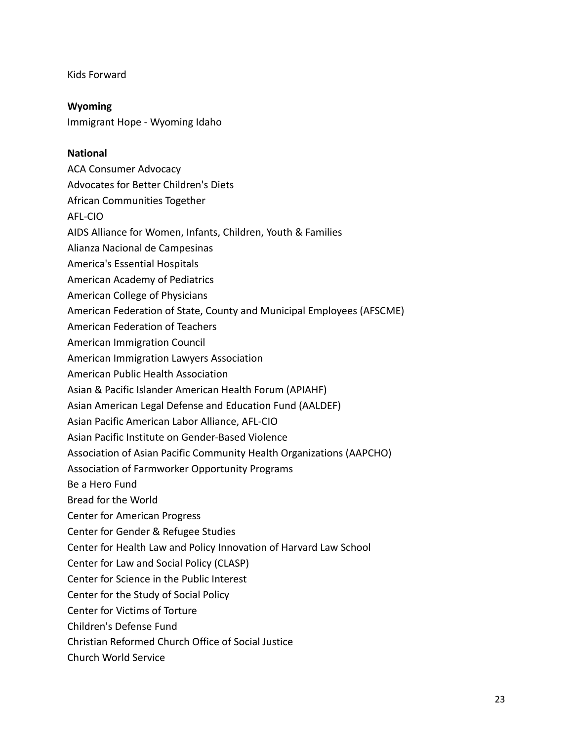Kids Forward

**Wyoming**

Immigrant Hope - Wyoming Idaho

**National**

ACA Consumer Advocacy
Advocates for Better Children's Diets
African Communities Together
AFL-CIO
AIDS Alliance for Women, Infants, Children, Youth & Families
Alianza Nacional de Campesinas
America's Essential Hospitals
American Academy of Pediatrics
American College of Physicians
American Federation of State, County and Municipal Employees (AFSCME)
American Federation of Teachers
American Immigration Council
American Immigration Lawyers Association
American Public Health Association
Asian & Pacific Islander American Health Forum (APIAHF)
Asian American Legal Defense and Education Fund (AALDEF)
Asian Pacific American Labor Alliance, AFL-CIO
Asian Pacific Institute on Gender-Based Violence
Association of Asian Pacific Community Health Organizations (AAPCHO)
Association of Farmworker Opportunity Programs
Be a Hero Fund
Bread for the World
Center for American Progress
Center for Gender & Refugee Studies
Center for Health Law and Policy Innovation of Harvard Law School
Center for Law and Social Policy (CLASP)
Center for Science in the Public Interest
Center for the Study of Social Policy
Center for Victims of Torture
Children's Defense Fund
Christian Reformed Church Office of Social Justice
Church World Service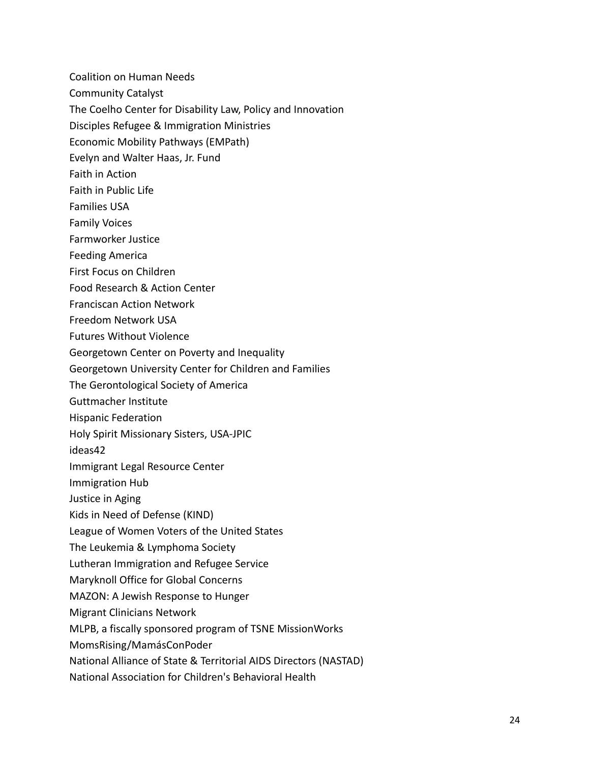Coalition on Human Needs

Community Catalyst

The Coelho Center for Disability Law, Policy and Innovation

Disciples Refugee & Immigration Ministries

Economic Mobility Pathways (EMPath)

Evelyn and Walter Haas, Jr. Fund

Faith in Action

Faith in Public Life

Families USA

Family Voices

Farmworker Justice

Feeding America

First Focus on Children

Food Research & Action Center

Franciscan Action Network

Freedom Network USA

Futures Without Violence

Georgetown Center on Poverty and Inequality

Georgetown University Center for Children and Families

The Gerontological Society of America

Guttmacher Institute

Hispanic Federation

Holy Spirit Missionary Sisters, USA-JPIC

ideas42

Immigrant Legal Resource Center

Immigration Hub

Justice in Aging

Kids in Need of Defense (KIND)

League of Women Voters of the United States

The Leukemia & Lymphoma Society

Lutheran Immigration and Refugee Service

Maryknoll Office for Global Concerns

MAZON: A Jewish Response to Hunger

Migrant Clinicians Network

MLPB, a fiscally sponsored program of TSNE MissionWorks

MomsRising/MamásConPoder

National Alliance of State & Territorial AIDS Directors (NASTAD)

National Association for Children's Behavioral Health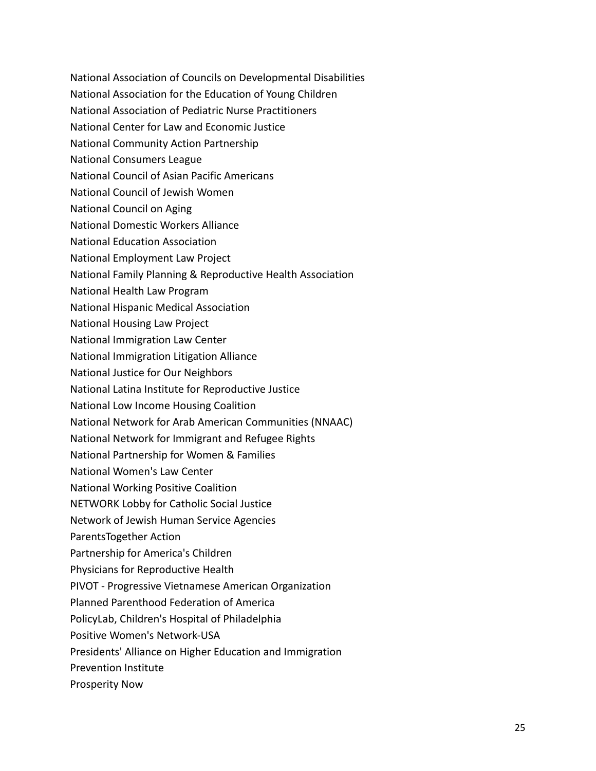National Association of Councils on Developmental Disabilities
National Association for the Education of Young Children
National Association of Pediatric Nurse Practitioners
National Center for Law and Economic Justice
National Community Action Partnership
National Consumers League
National Council of Asian Pacific Americans
National Council of Jewish Women
National Council on Aging
National Domestic Workers Alliance
National Education Association
National Employment Law Project
National Family Planning & Reproductive Health Association
National Health Law Program
National Hispanic Medical Association
National Housing Law Project
National Immigration Law Center
National Immigration Litigation Alliance
National Justice for Our Neighbors
National Latina Institute for Reproductive Justice
National Low Income Housing Coalition
National Network for Arab American Communities (NNAAC)
National Network for Immigrant and Refugee Rights
National Partnership for Women & Families
National Women's Law Center
National Working Positive Coalition
NETWORK Lobby for Catholic Social Justice
Network of Jewish Human Service Agencies
ParentsTogether Action
Partnership for America's Children
Physicians for Reproductive Health
PIVOT - Progressive Vietnamese American Organization
Planned Parenthood Federation of America
PolicyLab, Children's Hospital of Philadelphia
Positive Women's Network-USA
Presidents' Alliance on Higher Education and Immigration
Prevention Institute
Prosperity Now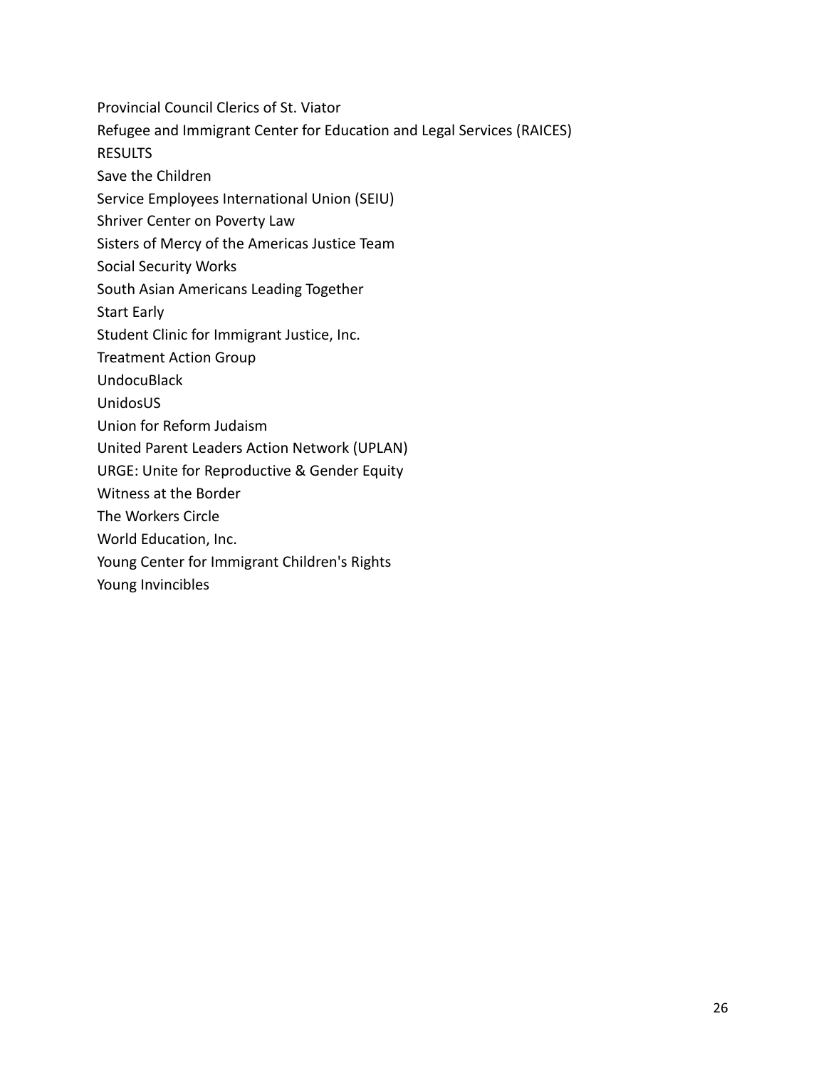Provincial Council Clerics of St. Viator
Refugee and Immigrant Center for Education and Legal Services (RAICES)
RESULTS
Save the Children
Service Employees International Union (SEIU)
Shriver Center on Poverty Law
Sisters of Mercy of the Americas Justice Team
Social Security Works
South Asian Americans Leading Together
Start Early
Student Clinic for Immigrant Justice, Inc.
Treatment Action Group
UndocuBlack
UnidosUS
Union for Reform Judaism
United Parent Leaders Action Network (UPLAN)
URGE: Unite for Reproductive & Gender Equity
Witness at the Border
The Workers Circle
World Education, Inc.
Young Center for Immigrant Children's Rights
Young Invincibles